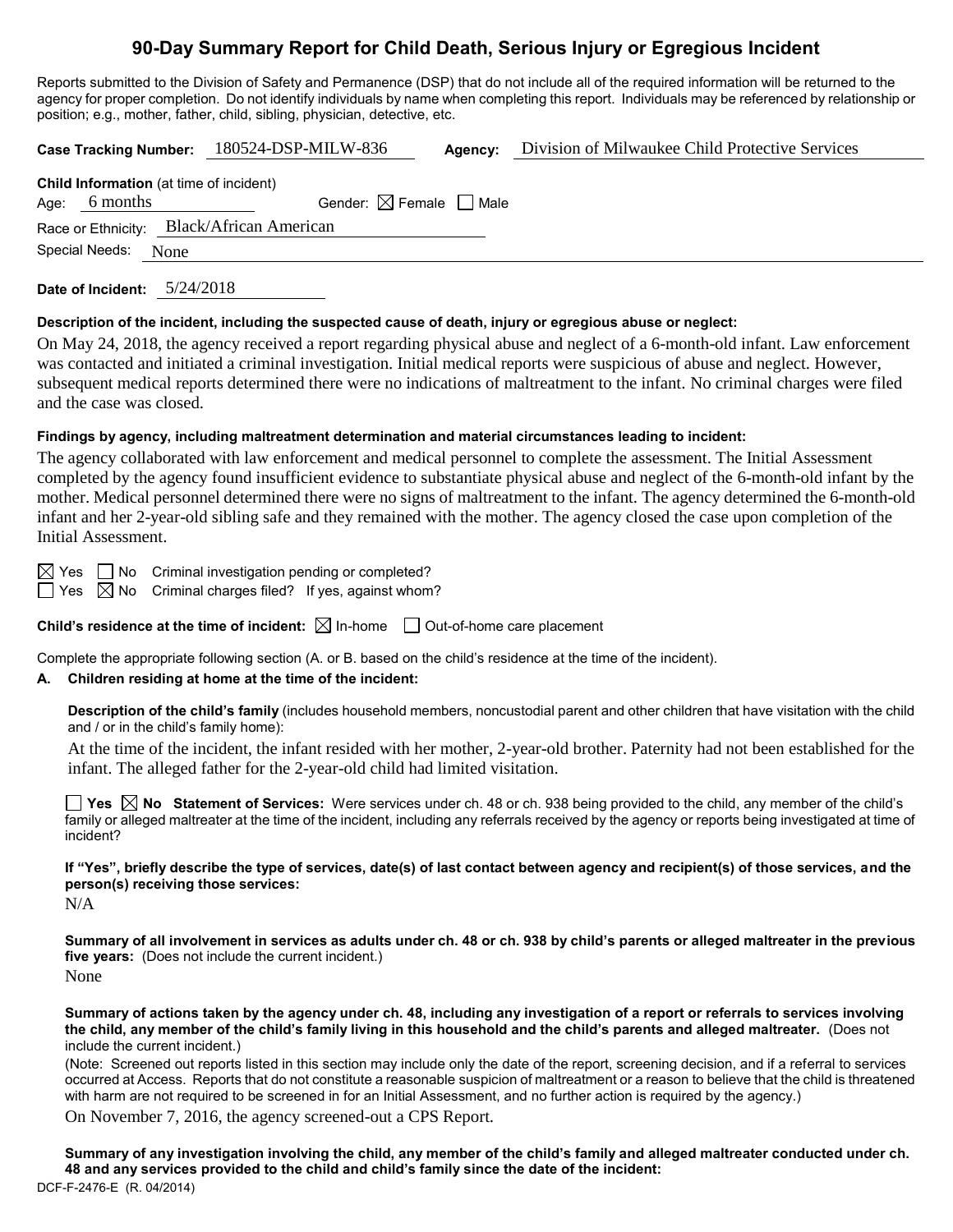# 90-Day Summary Report for Child Death, Serious Injury or Egregious Incident

Reports submitted to the Division of Safety and Permanence (DSP) that do not include all of the required information will be returned to the agency for proper completion. Do not identify individuals by name when completing this report. Individuals may be referenced by relationship or position; e.g., mother, father, child, sibling, physician, detective, etc.

**Case Tracking Number:** 180524-DSP-MILW-836 **Agency:** Division of Milwaukee Child Protective Services

**Child Information** (at time of incident)

Age: 6 months Gender: ☒ Female ☐ Male

Race or Ethnicity: Black/African American

Special Needs: None

**Date of Incident:** 5/24/2018

**Description of the incident, including the suspected cause of death, injury or egregious abuse or neglect:**

On May 24, 2018, the agency received a report regarding physical abuse and neglect of a 6-month-old infant. Law enforcement was contacted and initiated a criminal investigation. Initial medical reports were suspicious of abuse and neglect. However, subsequent medical reports determined there were no indications of maltreatment to the infant. No criminal charges were filed and the case was closed.

**Findings by agency, including maltreatment determination and material circumstances leading to incident:**

The agency collaborated with law enforcement and medical personnel to complete the assessment. The Initial Assessment completed by the agency found insufficient evidence to substantiate physical abuse and neglect of the 6-month-old infant by the mother. Medical personnel determined there were no signs of maltreatment to the infant. The agency determined the 6-month-old infant and her 2-year-old sibling safe and they remained with the mother. The agency closed the case upon completion of the Initial Assessment.

☒ Yes ☐ No Criminal investigation pending or completed?

☐ Yes ☒ No Criminal charges filed? If yes, against whom?

**Child's residence at the time of incident:** ☒ In-home ☐ Out-of-home care placement

Complete the appropriate following section (A. or B. based on the child's residence at the time of the incident).

**A. Children residing at home at the time of the incident:**

**Description of the child's family** (includes household members, noncustodial parent and other children that have visitation with the child and / or in the child's family home):

At the time of the incident, the infant resided with her mother, 2-year-old brother. Paternity had not been established for the infant. The alleged father for the 2-year-old child had limited visitation.

☐ **Yes** ☒ **No** **Statement of Services:** Were services under ch. 48 or ch. 938 being provided to the child, any member of the child's family or alleged maltreater at the time of the incident, including any referrals received by the agency or reports being investigated at time of incident?

**If "Yes", briefly describe the type of services, date(s) of last contact between agency and recipient(s) of those services, and the person(s) receiving those services:**

N/A

**Summary of all involvement in services as adults under ch. 48 or ch. 938 by child's parents or alleged maltreater in the previous five years:** (Does not include the current incident.)

None

**Summary of actions taken by the agency under ch. 48, including any investigation of a report or referrals to services involving the child, any member of the child's family living in this household and the child's parents and alleged maltreater.** (Does not include the current incident.)

(Note: Screened out reports listed in this section may include only the date of the report, screening decision, and if a referral to services occurred at Access. Reports that do not constitute a reasonable suspicion of maltreatment or a reason to believe that the child is threatened with harm are not required to be screened in for an Initial Assessment, and no further action is required by the agency.)

On November 7, 2016, the agency screened-out a CPS Report.

**Summary of any investigation involving the child, any member of the child's family and alleged maltreater conducted under ch. 48 and any services provided to the child and child's family since the date of the incident:**

DCF-F-2476-E (R. 04/2014)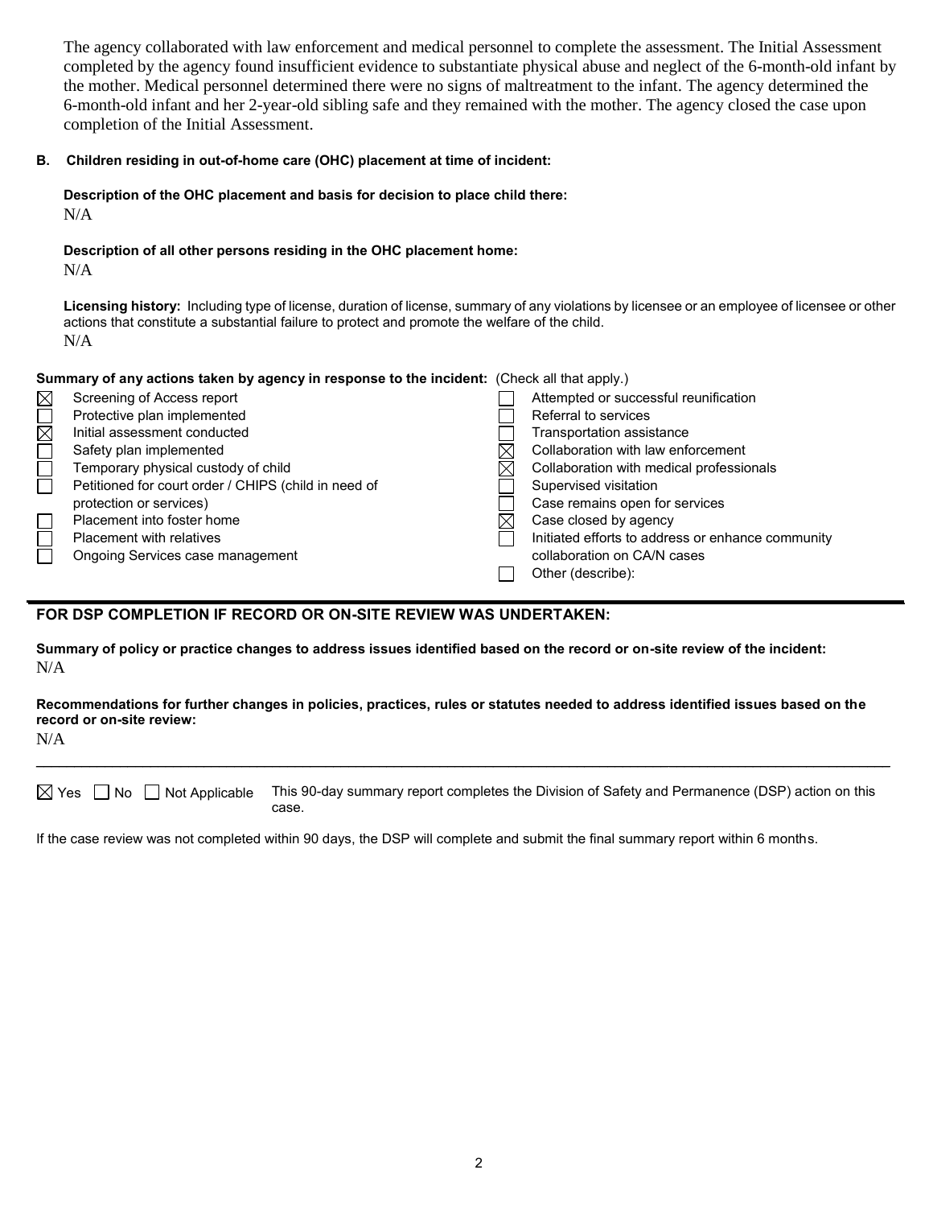The agency collaborated with law enforcement and medical personnel to complete the assessment. The Initial Assessment completed by the agency found insufficient evidence to substantiate physical abuse and neglect of the 6-month-old infant by the mother. Medical personnel determined there were no signs of maltreatment to the infant. The agency determined the 6-month-old infant and her 2-year-old sibling safe and they remained with the mother. The agency closed the case upon completion of the Initial Assessment.

**B. Children residing in out-of-home care (OHC) placement at time of incident:**

**Description of the OHC placement and basis for decision to place child there:**
N/A

**Description of all other persons residing in the OHC placement home:**
N/A

**Licensing history:** Including type of license, duration of license, summary of any violations by licensee or an employee of licensee or other actions that constitute a substantial failure to protect and promote the welfare of the child.
N/A

**Summary of any actions taken by agency in response to the incident:** (Check all that apply.)

- ☒ Screening of Access report
- ☐ Protective plan implemented
- ☒ Initial assessment conducted
- ☐ Safety plan implemented
- ☐ Temporary physical custody of child
- ☐ Petitioned for court order / CHIPS (child in need of protection or services)
- ☐ Placement into foster home
- ☐ Placement with relatives
- ☐ Ongoing Services case management
- ☐ Attempted or successful reunification
- ☐ Referral to services
- ☐ Transportation assistance
- ☒ Collaboration with law enforcement
- ☒ Collaboration with medical professionals
- ☐ Supervised visitation
- ☐ Case remains open for services
- ☒ Case closed by agency
- ☐ Initiated efforts to address or enhance community collaboration on CA/N cases
- ☐ Other (describe):

## FOR DSP COMPLETION IF RECORD OR ON-SITE REVIEW WAS UNDERTAKEN:

**Summary of policy or practice changes to address issues identified based on the record or on-site review of the incident:**
N/A

**Recommendations for further changes in policies, practices, rules or statutes needed to address identified issues based on the record or on-site review:**
N/A

☒ Yes ☐ No ☐ Not Applicable This 90-day summary report completes the Division of Safety and Permanence (DSP) action on this case.

If the case review was not completed within 90 days, the DSP will complete and submit the final summary report within 6 months.